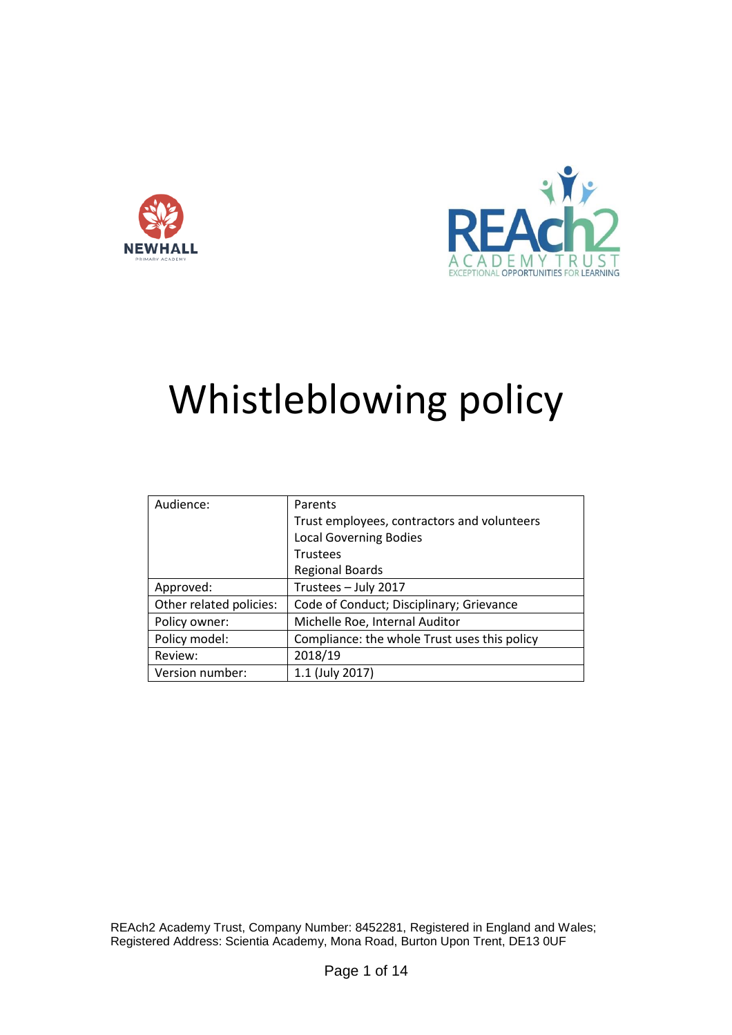# Whistleblowing policy

| | |
|---|---|
| Audience: | Parents<br>Trust employees, contractors and volunteers<br>Local Governing Bodies<br>Trustees<br>Regional Boards |
| Approved: | Trustees – July 2017 |
| Other related policies: | Code of Conduct; Disciplinary; Grievance |
| Policy owner: | Michelle Roe, Internal Auditor |
| Policy model: | Compliance: the whole Trust uses this policy |
| Review: | 2018/19 |
| Version number: | 1.1 (July 2017) |

REAch2 Academy Trust, Company Number: 8452281, Registered in England and Wales; Registered Address: Scientia Academy, Mona Road, Burton Upon Trent, DE13 0UF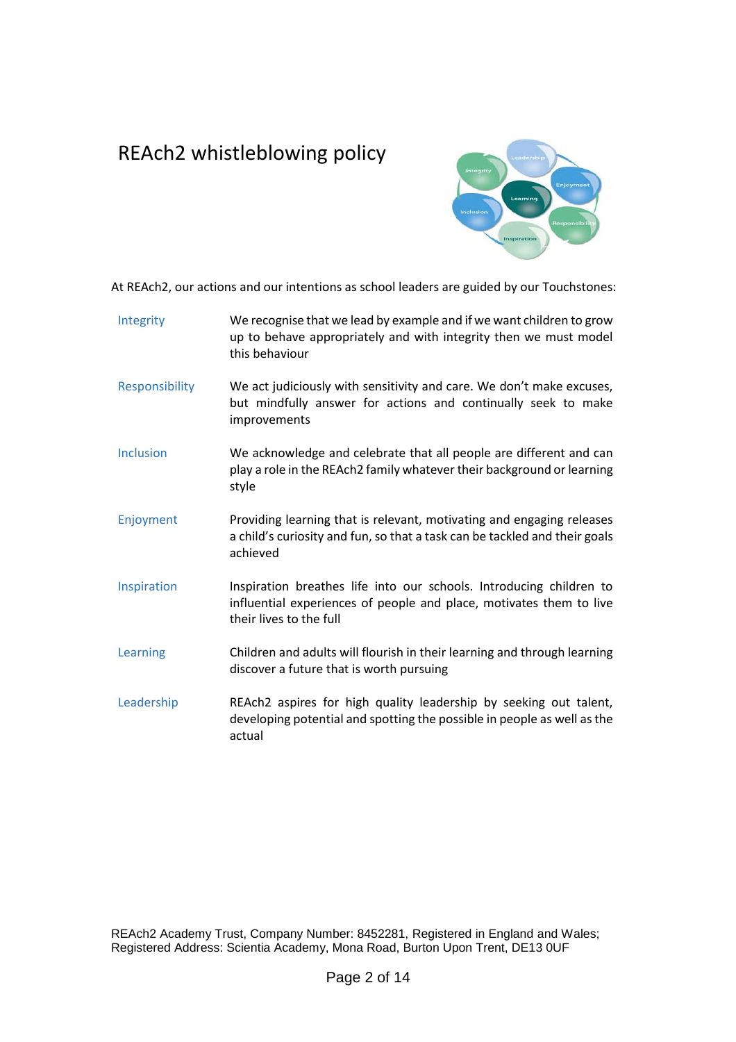# REAch2 whistleblowing policy

At REAch2, our actions and our intentions as school leaders are guided by our Touchstones:

| | |
|---|---|
| Integrity | We recognise that we lead by example and if we want children to grow up to behave appropriately and with integrity then we must model this behaviour |
| Responsibility | We act judiciously with sensitivity and care. We don't make excuses, but mindfully answer for actions and continually seek to make improvements |
| Inclusion | We acknowledge and celebrate that all people are different and can play a role in the REAch2 family whatever their background or learning style |
| Enjoyment | Providing learning that is relevant, motivating and engaging releases a child's curiosity and fun, so that a task can be tackled and their goals achieved |
| Inspiration | Inspiration breathes life into our schools. Introducing children to influential experiences of people and place, motivates them to live their lives to the full |
| Learning | Children and adults will flourish in their learning and through learning discover a future that is worth pursuing |
| Leadership | REAch2 aspires for high quality leadership by seeking out talent, developing potential and spotting the possible in people as well as the actual |

REAch2 Academy Trust, Company Number: 8452281, Registered in England and Wales; Registered Address: Scientia Academy, Mona Road, Burton Upon Trent, DE13 0UF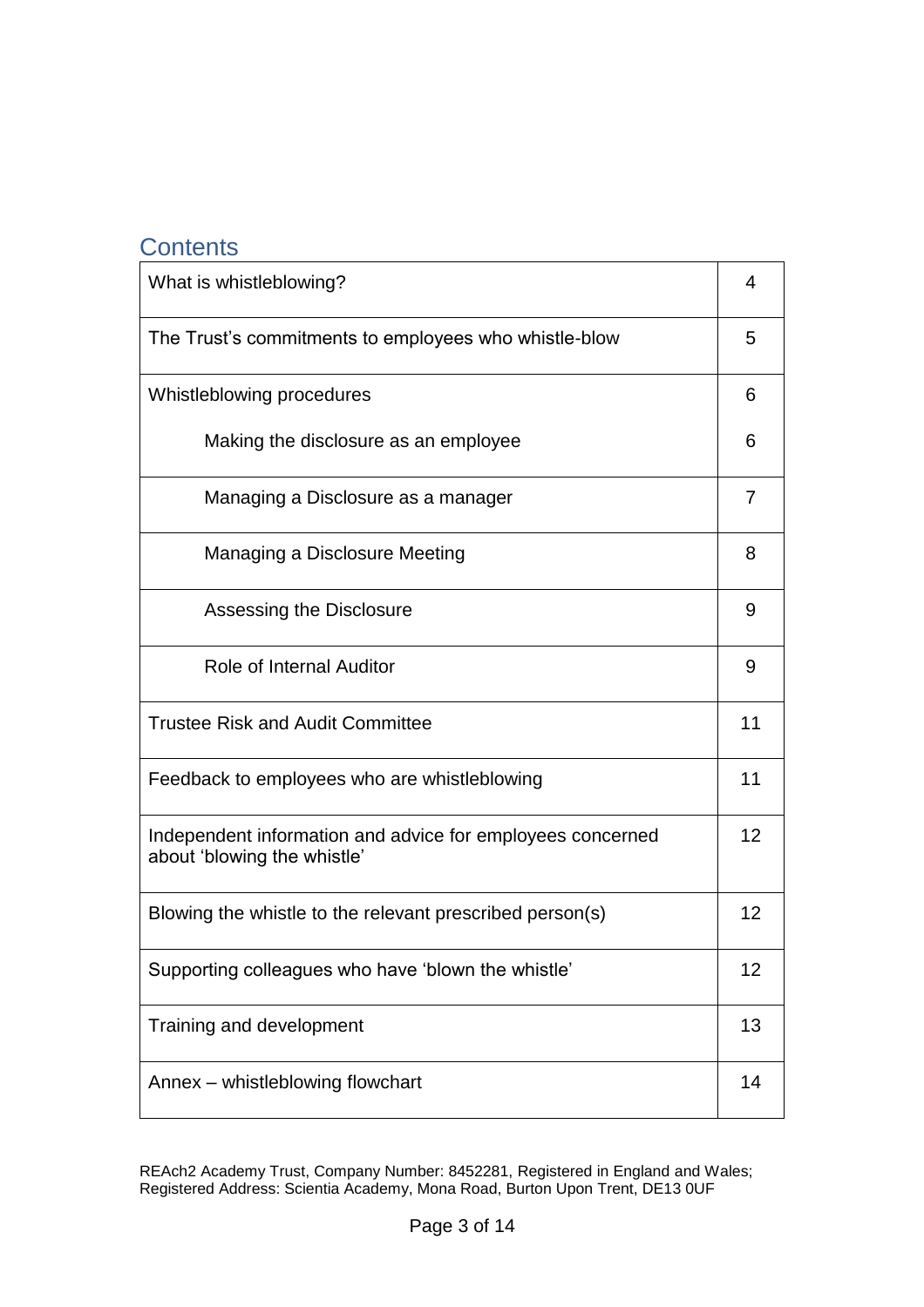## Contents

| | |
|---|---|
| What is whistleblowing? | 4 |
| The Trust's commitments to employees who whistle-blow | 5 |
| Whistleblowing procedures | 6 |
| Making the disclosure as an employee | 6 |
| Managing a Disclosure as a manager | 7 |
| Managing a Disclosure Meeting | 8 |
| Assessing the Disclosure | 9 |
| Role of Internal Auditor | 9 |
| Trustee Risk and Audit Committee | 11 |
| Feedback to employees who are whistleblowing | 11 |
| Independent information and advice for employees concerned about 'blowing the whistle' | 12 |
| Blowing the whistle to the relevant prescribed person(s) | 12 |
| Supporting colleagues who have 'blown the whistle' | 12 |
| Training and development | 13 |
| Annex – whistleblowing flowchart | 14 |

REAch2 Academy Trust, Company Number: 8452281, Registered in England and Wales; Registered Address: Scientia Academy, Mona Road, Burton Upon Trent, DE13 0UF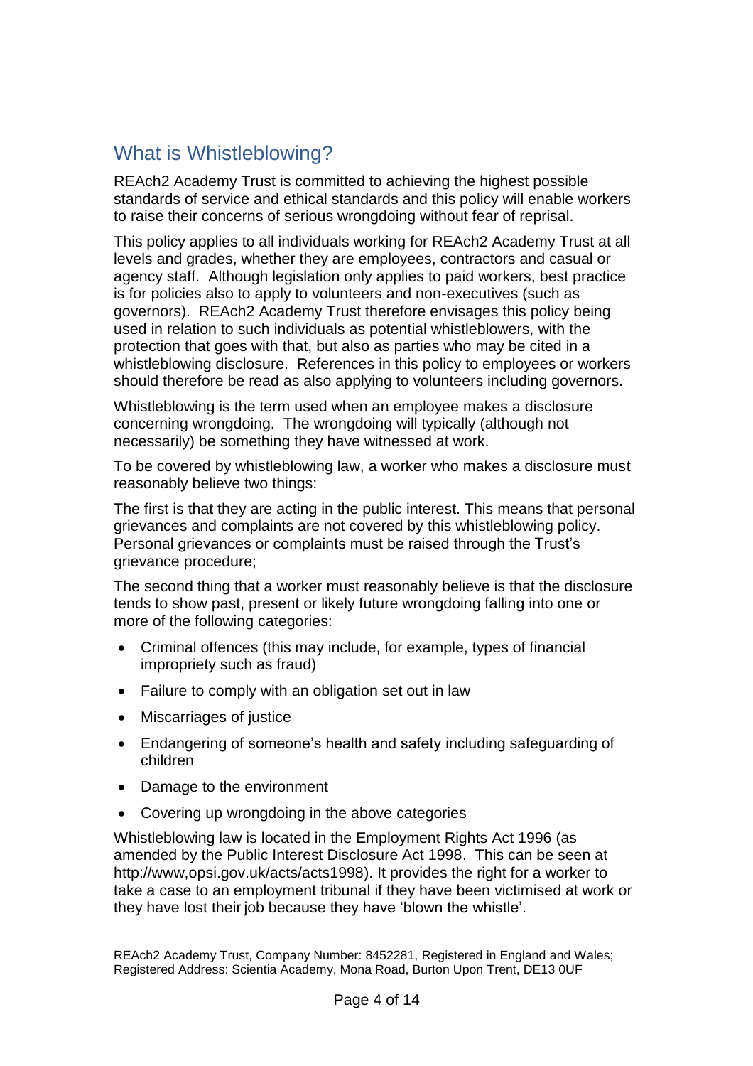## What is Whistleblowing?

REAch2 Academy Trust is committed to achieving the highest possible standards of service and ethical standards and this policy will enable workers to raise their concerns of serious wrongdoing without fear of reprisal.

This policy applies to all individuals working for REAch2 Academy Trust at all levels and grades, whether they are employees, contractors and casual or agency staff. Although legislation only applies to paid workers, best practice is for policies also to apply to volunteers and non-executives (such as governors). REAch2 Academy Trust therefore envisages this policy being used in relation to such individuals as potential whistleblowers, with the protection that goes with that, but also as parties who may be cited in a whistleblowing disclosure. References in this policy to employees or workers should therefore be read as also applying to volunteers including governors.

Whistleblowing is the term used when an employee makes a disclosure concerning wrongdoing. The wrongdoing will typically (although not necessarily) be something they have witnessed at work.

To be covered by whistleblowing law, a worker who makes a disclosure must reasonably believe two things:

The first is that they are acting in the public interest. This means that personal grievances and complaints are not covered by this whistleblowing policy. Personal grievances or complaints must be raised through the Trust's grievance procedure;

The second thing that a worker must reasonably believe is that the disclosure tends to show past, present or likely future wrongdoing falling into one or more of the following categories:

- Criminal offences (this may include, for example, types of financial impropriety such as fraud)
- Failure to comply with an obligation set out in law
- Miscarriages of justice
- Endangering of someone's health and safety including safeguarding of children
- Damage to the environment
- Covering up wrongdoing in the above categories

Whistleblowing law is located in the Employment Rights Act 1996 (as amended by the Public Interest Disclosure Act 1998. This can be seen at http://www,opsi.gov.uk/acts/acts1998). It provides the right for a worker to take a case to an employment tribunal if they have been victimised at work or they have lost their job because they have 'blown the whistle'.

REAch2 Academy Trust, Company Number: 8452281, Registered in England and Wales; Registered Address: Scientia Academy, Mona Road, Burton Upon Trent, DE13 0UF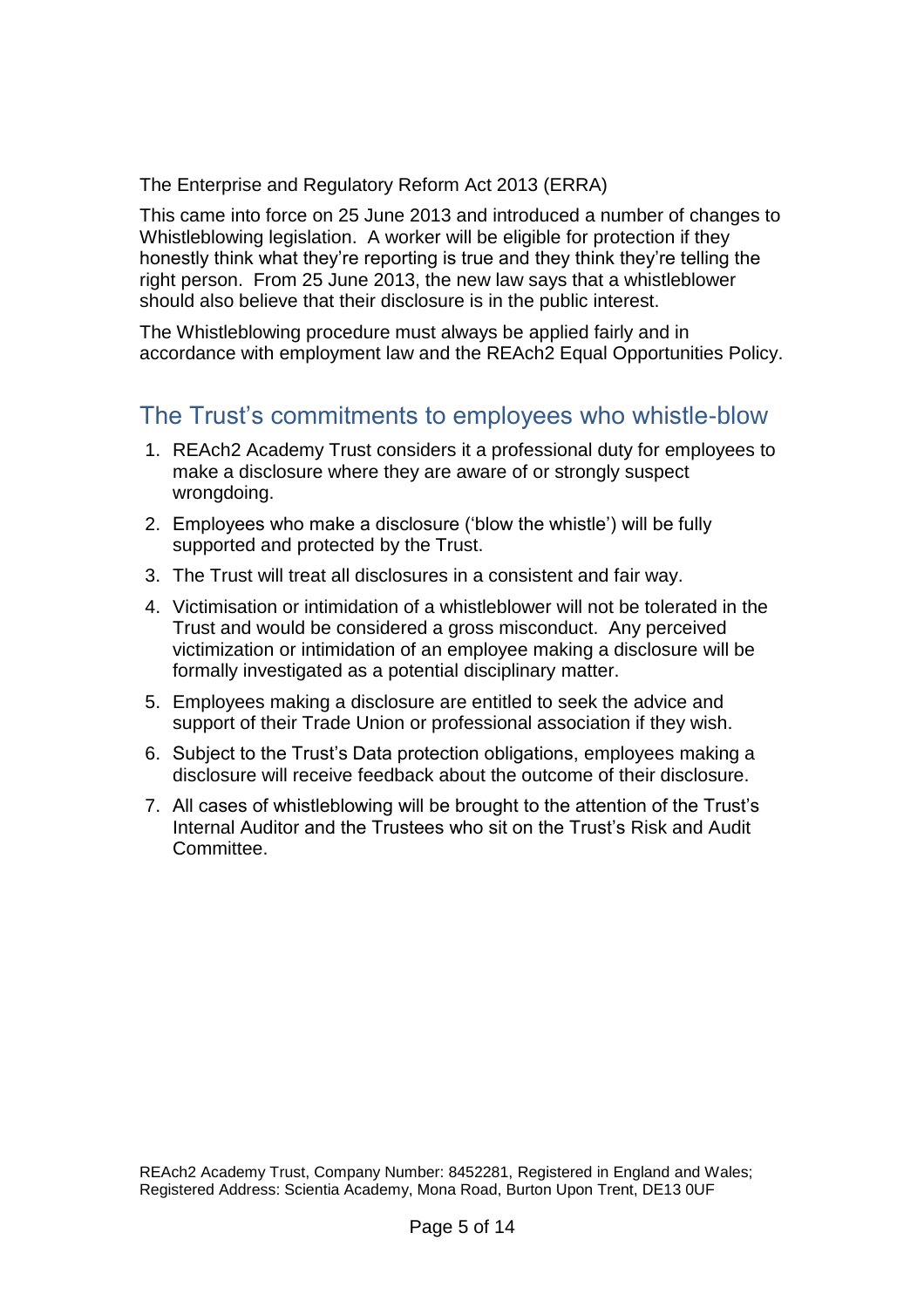The Enterprise and Regulatory Reform Act 2013 (ERRA)

This came into force on 25 June 2013 and introduced a number of changes to Whistleblowing legislation. A worker will be eligible for protection if they honestly think what they're reporting is true and they think they're telling the right person. From 25 June 2013, the new law says that a whistleblower should also believe that their disclosure is in the public interest.

The Whistleblowing procedure must always be applied fairly and in accordance with employment law and the REAch2 Equal Opportunities Policy.

## The Trust's commitments to employees who whistle-blow

1. REAch2 Academy Trust considers it a professional duty for employees to make a disclosure where they are aware of or strongly suspect wrongdoing.
2. Employees who make a disclosure ('blow the whistle') will be fully supported and protected by the Trust.
3. The Trust will treat all disclosures in a consistent and fair way.
4. Victimisation or intimidation of a whistleblower will not be tolerated in the Trust and would be considered a gross misconduct. Any perceived victimization or intimidation of an employee making a disclosure will be formally investigated as a potential disciplinary matter.
5. Employees making a disclosure are entitled to seek the advice and support of their Trade Union or professional association if they wish.
6. Subject to the Trust's Data protection obligations, employees making a disclosure will receive feedback about the outcome of their disclosure.
7. All cases of whistleblowing will be brought to the attention of the Trust's Internal Auditor and the Trustees who sit on the Trust's Risk and Audit Committee.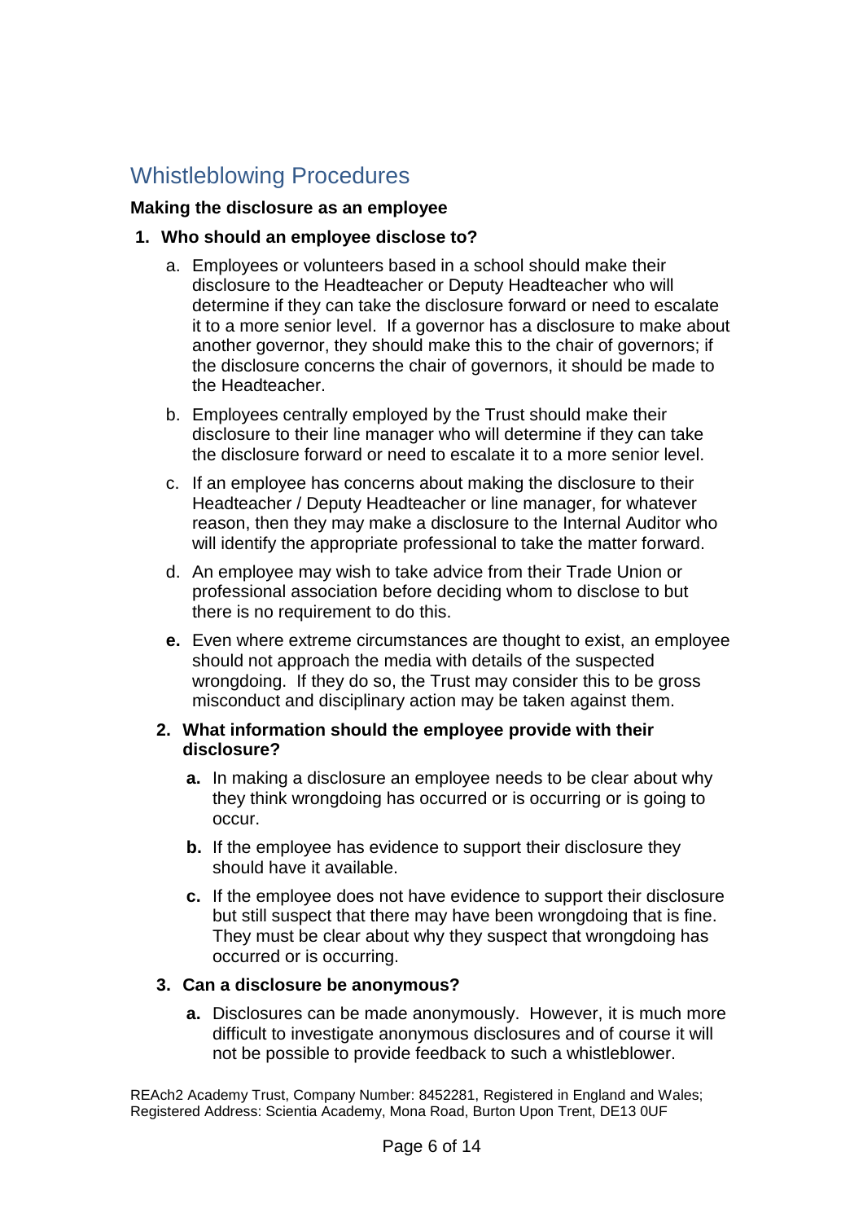## Whistleblowing Procedures

**Making the disclosure as an employee**

1. **Who should an employee disclose to?**
   a. Employees or volunteers based in a school should make their disclosure to the Headteacher or Deputy Headteacher who will determine if they can take the disclosure forward or need to escalate it to a more senior level. If a governor has a disclosure to make about another governor, they should make this to the chair of governors; if the disclosure concerns the chair of governors, it should be made to the Headteacher.
   b. Employees centrally employed by the Trust should make their disclosure to their line manager who will determine if they can take the disclosure forward or need to escalate it to a more senior level.
   c. If an employee has concerns about making the disclosure to their Headteacher / Deputy Headteacher or line manager, for whatever reason, then they may make a disclosure to the Internal Auditor who will identify the appropriate professional to take the matter forward.
   d. An employee may wish to take advice from their Trade Union or professional association before deciding whom to disclose to but there is no requirement to do this.
   **e.** Even where extreme circumstances are thought to exist, an employee should not approach the media with details of the suspected wrongdoing. If they do so, the Trust may consider this to be gross misconduct and disciplinary action may be taken against them.

2. **What information should the employee provide with their disclosure?**
   **a.** In making a disclosure an employee needs to be clear about why they think wrongdoing has occurred or is occurring or is going to occur.
   **b.** If the employee has evidence to support their disclosure they should have it available.
   **c.** If the employee does not have evidence to support their disclosure but still suspect that there may have been wrongdoing that is fine. They must be clear about why they suspect that wrongdoing has occurred or is occurring.

3. **Can a disclosure be anonymous?**
   **a.** Disclosures can be made anonymously. However, it is much more difficult to investigate anonymous disclosures and of course it will not be possible to provide feedback to such a whistleblower.

REAch2 Academy Trust, Company Number: 8452281, Registered in England and Wales; Registered Address: Scientia Academy, Mona Road, Burton Upon Trent, DE13 0UF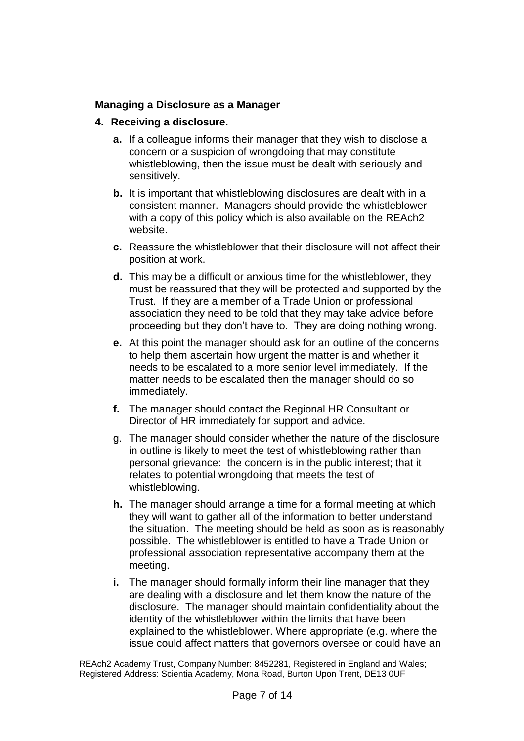**Managing a Disclosure as a Manager**

**4. Receiving a disclosure.**

**a.** If a colleague informs their manager that they wish to disclose a concern or a suspicion of wrongdoing that may constitute whistleblowing, then the issue must be dealt with seriously and sensitively.

**b.** It is important that whistleblowing disclosures are dealt with in a consistent manner. Managers should provide the whistleblower with a copy of this policy which is also available on the REAch2 website.

**c.** Reassure the whistleblower that their disclosure will not affect their position at work.

**d.** This may be a difficult or anxious time for the whistleblower, they must be reassured that they will be protected and supported by the Trust. If they are a member of a Trade Union or professional association they need to be told that they may take advice before proceeding but they don't have to. They are doing nothing wrong.

**e.** At this point the manager should ask for an outline of the concerns to help them ascertain how urgent the matter is and whether it needs to be escalated to a more senior level immediately. If the matter needs to be escalated then the manager should do so immediately.

**f.** The manager should contact the Regional HR Consultant or Director of HR immediately for support and advice.

g. The manager should consider whether the nature of the disclosure in outline is likely to meet the test of whistleblowing rather than personal grievance: the concern is in the public interest; that it relates to potential wrongdoing that meets the test of whistleblowing.

**h.** The manager should arrange a time for a formal meeting at which they will want to gather all of the information to better understand the situation. The meeting should be held as soon as is reasonably possible. The whistleblower is entitled to have a Trade Union or professional association representative accompany them at the meeting.

**i.** The manager should formally inform their line manager that they are dealing with a disclosure and let them know the nature of the disclosure. The manager should maintain confidentiality about the identity of the whistleblower within the limits that have been explained to the whistleblower. Where appropriate (e.g. where the issue could affect matters that governors oversee or could have an

REAch2 Academy Trust, Company Number: 8452281, Registered in England and Wales; Registered Address: Scientia Academy, Mona Road, Burton Upon Trent, DE13 0UF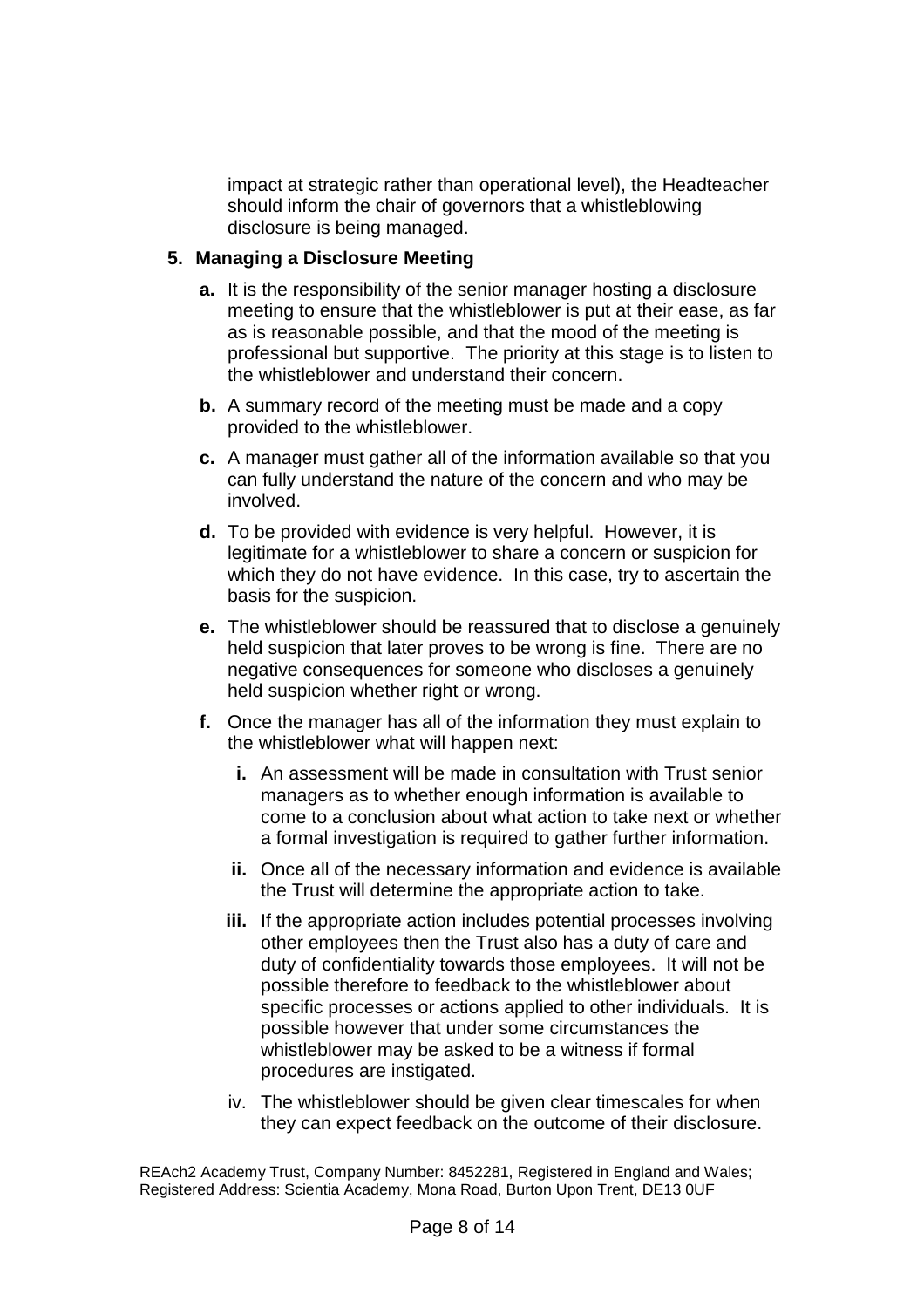impact at strategic rather than operational level), the Headteacher should inform the chair of governors that a whistleblowing disclosure is being managed.

**5. Managing a Disclosure Meeting**

**a.** It is the responsibility of the senior manager hosting a disclosure meeting to ensure that the whistleblower is put at their ease, as far as is reasonable possible, and that the mood of the meeting is professional but supportive. The priority at this stage is to listen to the whistleblower and understand their concern.

**b.** A summary record of the meeting must be made and a copy provided to the whistleblower.

**c.** A manager must gather all of the information available so that you can fully understand the nature of the concern and who may be involved.

**d.** To be provided with evidence is very helpful. However, it is legitimate for a whistleblower to share a concern or suspicion for which they do not have evidence. In this case, try to ascertain the basis for the suspicion.

**e.** The whistleblower should be reassured that to disclose a genuinely held suspicion that later proves to be wrong is fine. There are no negative consequences for someone who discloses a genuinely held suspicion whether right or wrong.

**f.** Once the manager has all of the information they must explain to the whistleblower what will happen next:

**i.** An assessment will be made in consultation with Trust senior managers as to whether enough information is available to come to a conclusion about what action to take next or whether a formal investigation is required to gather further information.

**ii.** Once all of the necessary information and evidence is available the Trust will determine the appropriate action to take.

**iii.** If the appropriate action includes potential processes involving other employees then the Trust also has a duty of care and duty of confidentiality towards those employees. It will not be possible therefore to feedback to the whistleblower about specific processes or actions applied to other individuals. It is possible however that under some circumstances the whistleblower may be asked to be a witness if formal procedures are instigated.

iv. The whistleblower should be given clear timescales for when they can expect feedback on the outcome of their disclosure.

REAch2 Academy Trust, Company Number: 8452281, Registered in England and Wales; Registered Address: Scientia Academy, Mona Road, Burton Upon Trent, DE13 0UF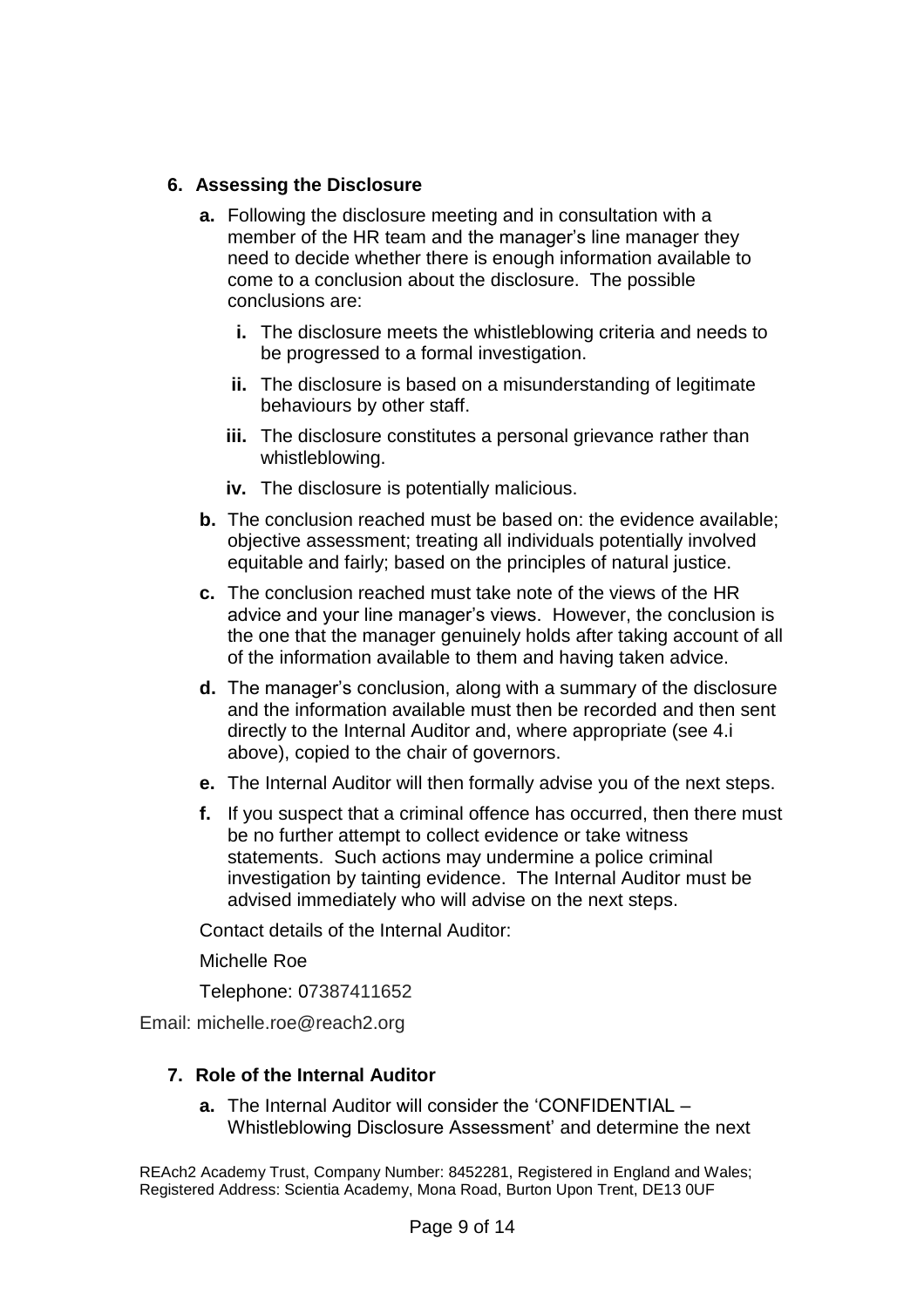## 6. Assessing the Disclosure

**a.** Following the disclosure meeting and in consultation with a member of the HR team and the manager's line manager they need to decide whether there is enough information available to come to a conclusion about the disclosure. The possible conclusions are:

   **i.** The disclosure meets the whistleblowing criteria and needs to be progressed to a formal investigation.

   **ii.** The disclosure is based on a misunderstanding of legitimate behaviours by other staff.

   **iii.** The disclosure constitutes a personal grievance rather than whistleblowing.

   **iv.** The disclosure is potentially malicious.

**b.** The conclusion reached must be based on: the evidence available; objective assessment; treating all individuals potentially involved equitable and fairly; based on the principles of natural justice.

**c.** The conclusion reached must take note of the views of the HR advice and your line manager's views. However, the conclusion is the one that the manager genuinely holds after taking account of all of the information available to them and having taken advice.

**d.** The manager's conclusion, along with a summary of the disclosure and the information available must then be recorded and then sent directly to the Internal Auditor and, where appropriate (see 4.i above), copied to the chair of governors.

**e.** The Internal Auditor will then formally advise you of the next steps.

**f.** If you suspect that a criminal offence has occurred, then there must be no further attempt to collect evidence or take witness statements. Such actions may undermine a police criminal investigation by tainting evidence. The Internal Auditor must be advised immediately who will advise on the next steps.

Contact details of the Internal Auditor:

Michelle Roe

Telephone: 07387411652

Email: michelle.roe@reach2.org

## 7. Role of the Internal Auditor

**a.** The Internal Auditor will consider the 'CONFIDENTIAL – Whistleblowing Disclosure Assessment' and determine the next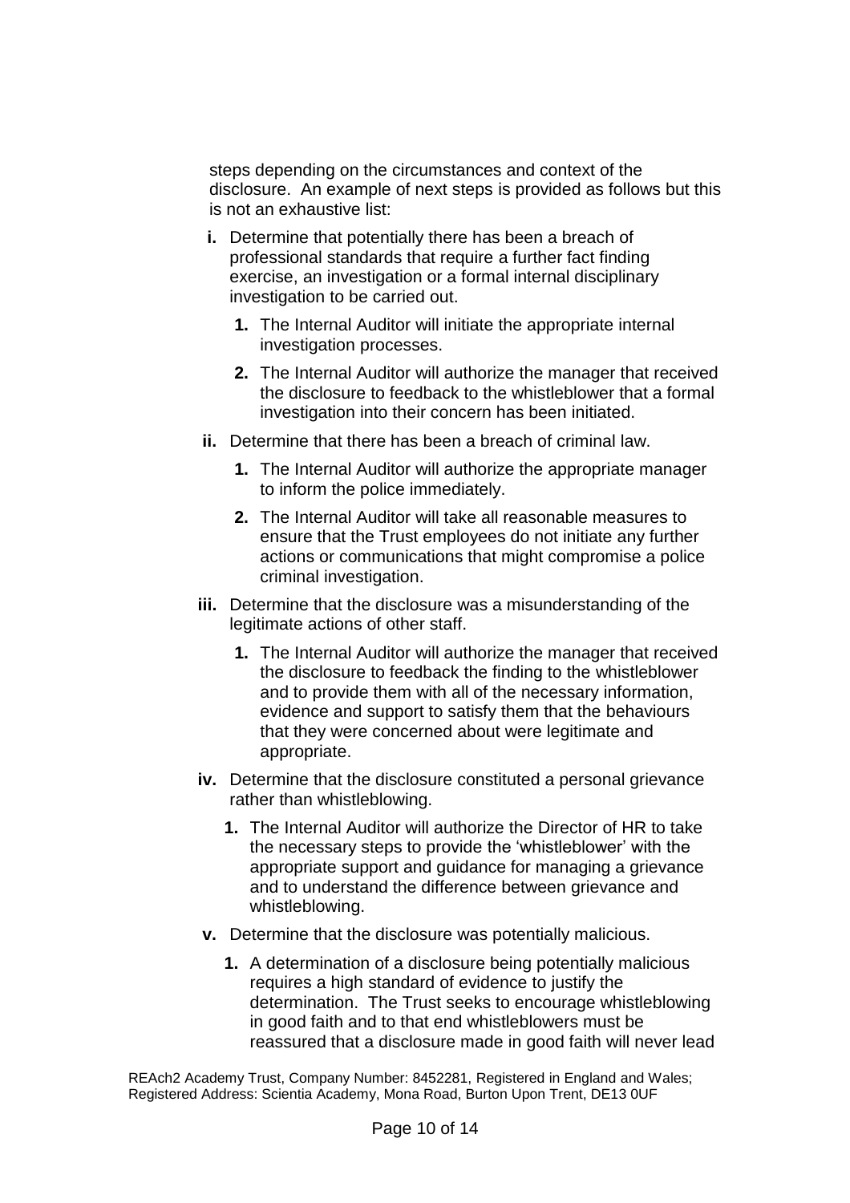steps depending on the circumstances and context of the disclosure. An example of next steps is provided as follows but this is not an exhaustive list:

- **i.** Determine that potentially there has been a breach of professional standards that require a further fact finding exercise, an investigation or a formal internal disciplinary investigation to be carried out.
  1. The Internal Auditor will initiate the appropriate internal investigation processes.
  2. The Internal Auditor will authorize the manager that received the disclosure to feedback to the whistleblower that a formal investigation into their concern has been initiated.
- **ii.** Determine that there has been a breach of criminal law.
  1. The Internal Auditor will authorize the appropriate manager to inform the police immediately.
  2. The Internal Auditor will take all reasonable measures to ensure that the Trust employees do not initiate any further actions or communications that might compromise a police criminal investigation.
- **iii.** Determine that the disclosure was a misunderstanding of the legitimate actions of other staff.
  1. The Internal Auditor will authorize the manager that received the disclosure to feedback the finding to the whistleblower and to provide them with all of the necessary information, evidence and support to satisfy them that the behaviours that they were concerned about were legitimate and appropriate.
- **iv.** Determine that the disclosure constituted a personal grievance rather than whistleblowing.
  1. The Internal Auditor will authorize the Director of HR to take the necessary steps to provide the 'whistleblower' with the appropriate support and guidance for managing a grievance and to understand the difference between grievance and whistleblowing.
- **v.** Determine that the disclosure was potentially malicious.
  1. A determination of a disclosure being potentially malicious requires a high standard of evidence to justify the determination. The Trust seeks to encourage whistleblowing in good faith and to that end whistleblowers must be reassured that a disclosure made in good faith will never lead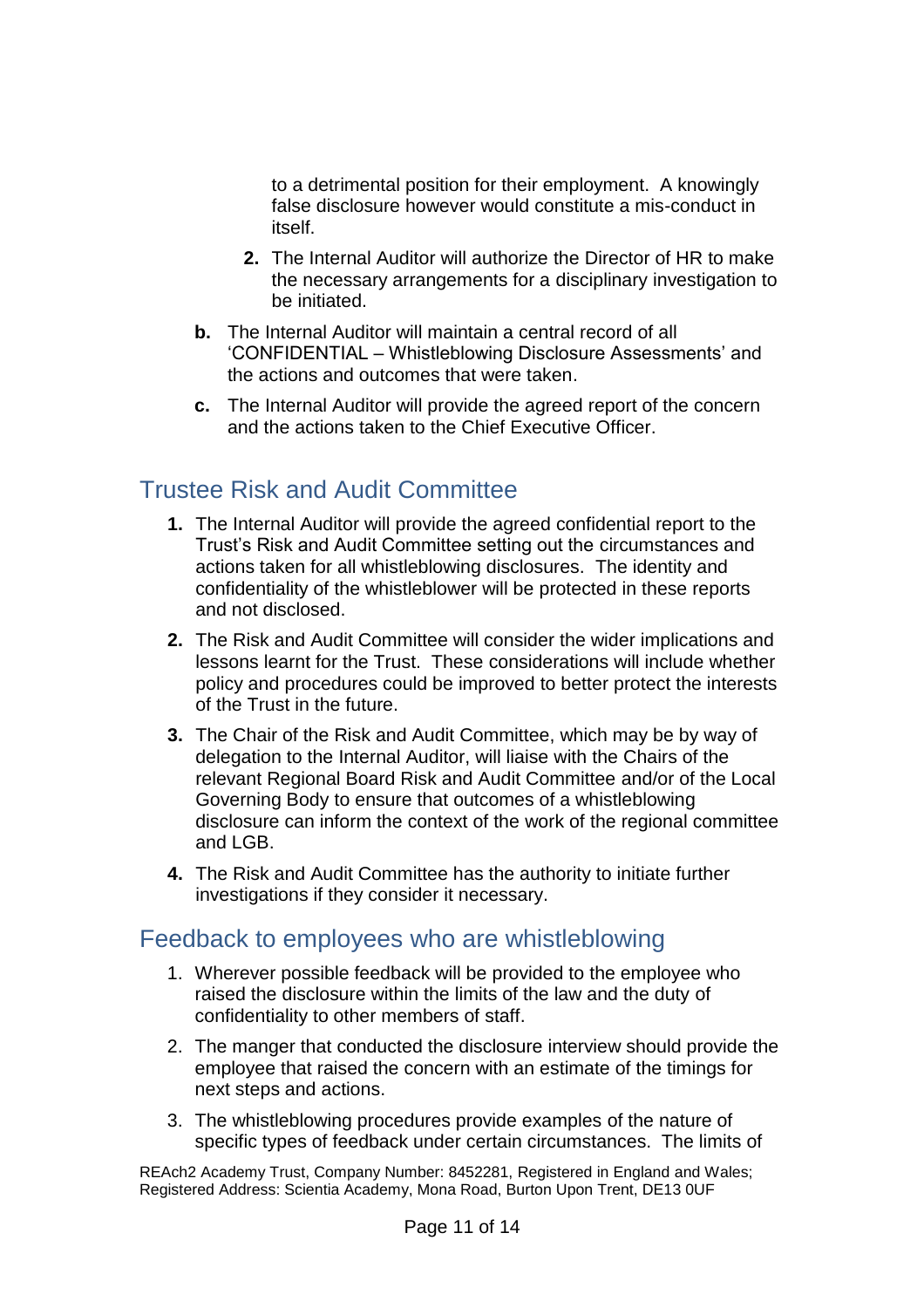to a detrimental position for their employment. A knowingly false disclosure however would constitute a mis-conduct in itself.

   2. The Internal Auditor will authorize the Director of HR to make the necessary arrangements for a disciplinary investigation to be initiated.

b. The Internal Auditor will maintain a central record of all 'CONFIDENTIAL – Whistleblowing Disclosure Assessments' and the actions and outcomes that were taken.

c. The Internal Auditor will provide the agreed report of the concern and the actions taken to the Chief Executive Officer.

## Trustee Risk and Audit Committee

1. The Internal Auditor will provide the agreed confidential report to the Trust's Risk and Audit Committee setting out the circumstances and actions taken for all whistleblowing disclosures. The identity and confidentiality of the whistleblower will be protected in these reports and not disclosed.
2. The Risk and Audit Committee will consider the wider implications and lessons learnt for the Trust. These considerations will include whether policy and procedures could be improved to better protect the interests of the Trust in the future.
3. The Chair of the Risk and Audit Committee, which may be by way of delegation to the Internal Auditor, will liaise with the Chairs of the relevant Regional Board Risk and Audit Committee and/or of the Local Governing Body to ensure that outcomes of a whistleblowing disclosure can inform the context of the work of the regional committee and LGB.
4. The Risk and Audit Committee has the authority to initiate further investigations if they consider it necessary.

## Feedback to employees who are whistleblowing

1. Wherever possible feedback will be provided to the employee who raised the disclosure within the limits of the law and the duty of confidentiality to other members of staff.
2. The manger that conducted the disclosure interview should provide the employee that raised the concern with an estimate of the timings for next steps and actions.
3. The whistleblowing procedures provide examples of the nature of specific types of feedback under certain circumstances. The limits of

REAch2 Academy Trust, Company Number: 8452281, Registered in England and Wales; Registered Address: Scientia Academy, Mona Road, Burton Upon Trent, DE13 0UF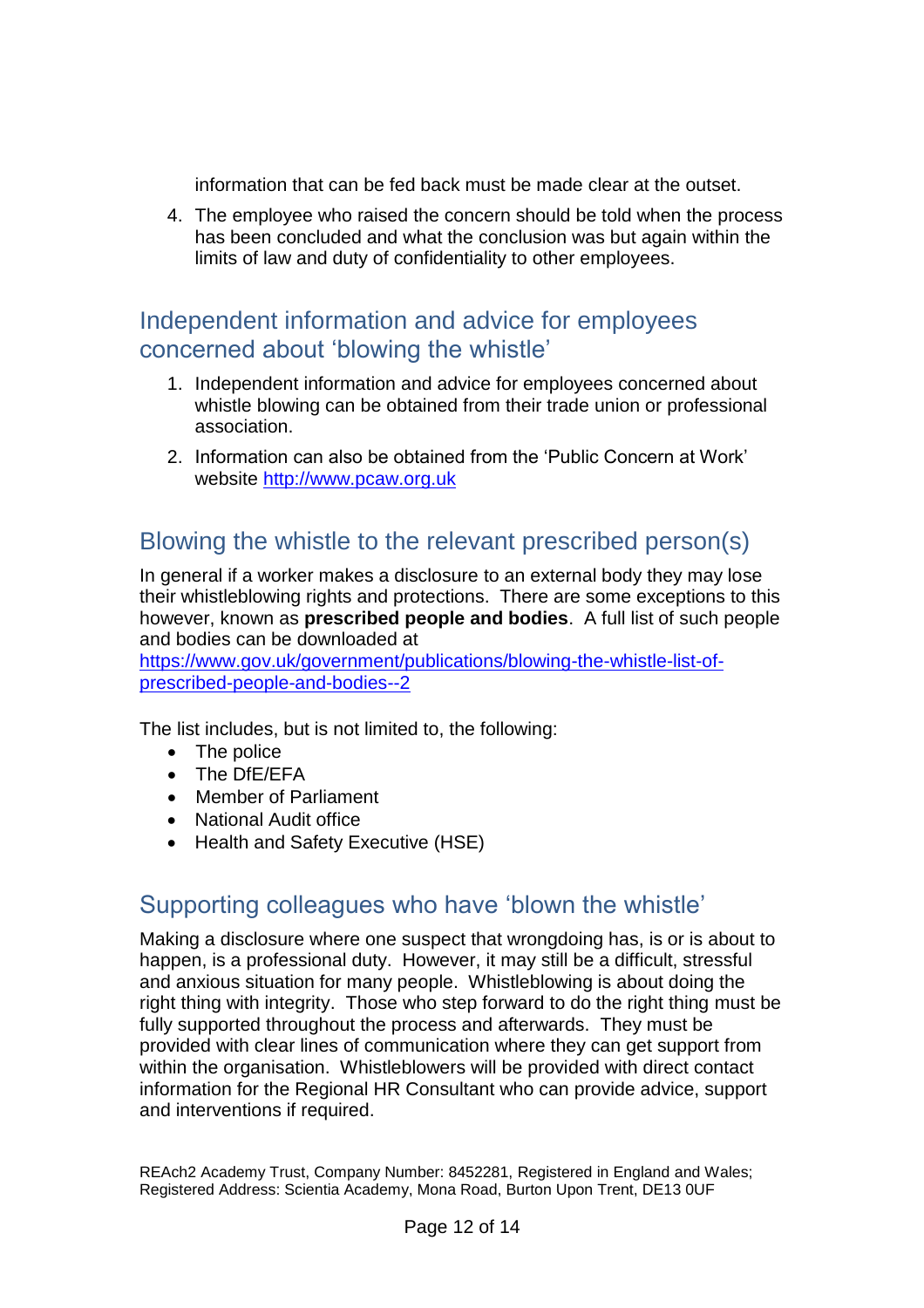information that can be fed back must be made clear at the outset.

4. The employee who raised the concern should be told when the process has been concluded and what the conclusion was but again within the limits of law and duty of confidentiality to other employees.

## Independent information and advice for employees concerned about 'blowing the whistle'

1. Independent information and advice for employees concerned about whistle blowing can be obtained from their trade union or professional association.
2. Information can also be obtained from the 'Public Concern at Work' website [http://www.pcaw.org.uk](http://www.pcaw.org.uk)

## Blowing the whistle to the relevant prescribed person(s)

In general if a worker makes a disclosure to an external body they may lose their whistleblowing rights and protections. There are some exceptions to this however, known as **prescribed people and bodies**. A full list of such people and bodies can be downloaded at [https://www.gov.uk/government/publications/blowing-the-whistle-list-of-prescribed-people-and-bodies--2](https://www.gov.uk/government/publications/blowing-the-whistle-list-of-prescribed-people-and-bodies--2)

The list includes, but is not limited to, the following:

- The police
- The DfE/EFA
- Member of Parliament
- National Audit office
- Health and Safety Executive (HSE)

## Supporting colleagues who have 'blown the whistle'

Making a disclosure where one suspect that wrongdoing has, is or is about to happen, is a professional duty. However, it may still be a difficult, stressful and anxious situation for many people. Whistleblowing is about doing the right thing with integrity. Those who step forward to do the right thing must be fully supported throughout the process and afterwards. They must be provided with clear lines of communication where they can get support from within the organisation. Whistleblowers will be provided with direct contact information for the Regional HR Consultant who can provide advice, support and interventions if required.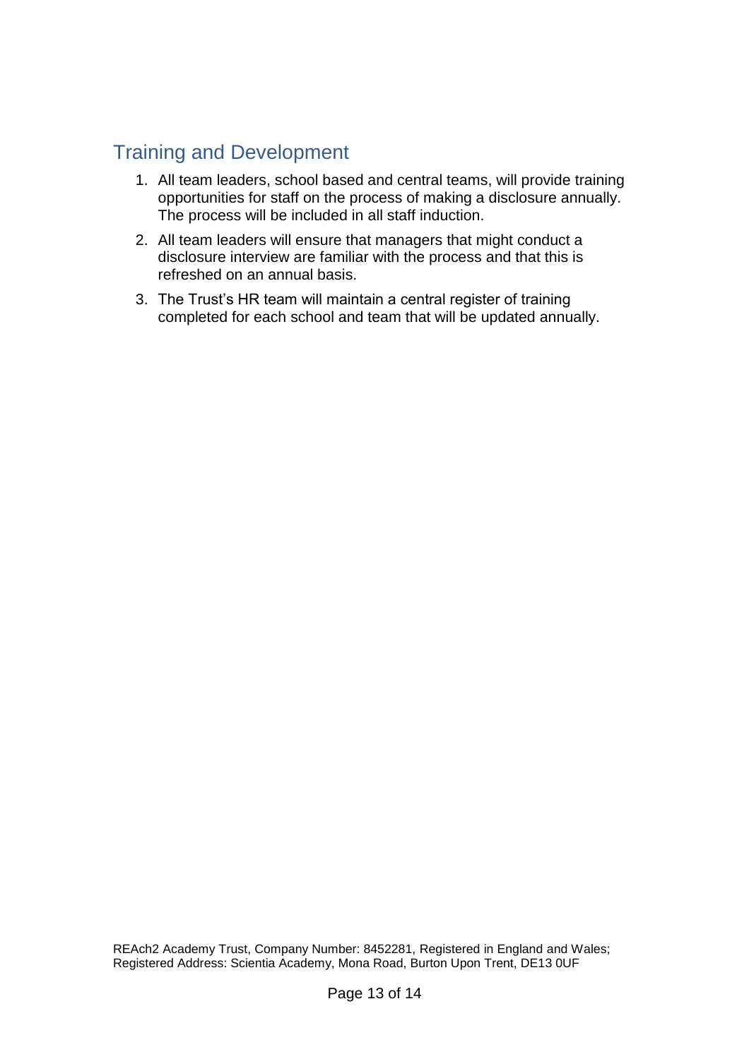## Training and Development

1. All team leaders, school based and central teams, will provide training opportunities for staff on the process of making a disclosure annually. The process will be included in all staff induction.
2. All team leaders will ensure that managers that might conduct a disclosure interview are familiar with the process and that this is refreshed on an annual basis.
3. The Trust's HR team will maintain a central register of training completed for each school and team that will be updated annually.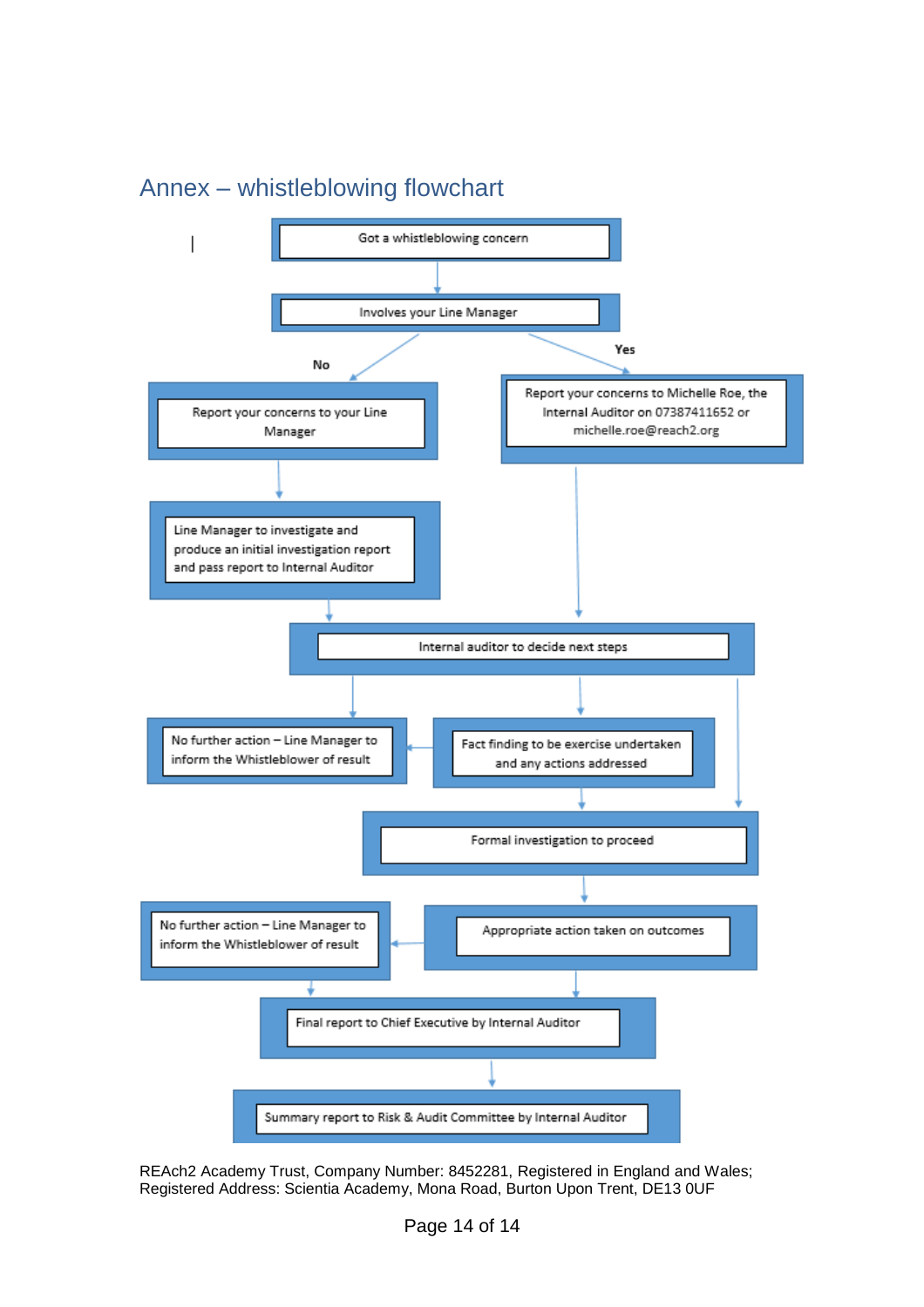## Annex – whistleblowing flowchart

Got a whistleblowing concern

Involves your Line Manager

No

Yes

Report your concerns to your Line Manager

Report your concerns to Michelle Roe, the Internal Auditor on 07387411652 or michelle.roe@reach2.org

Line Manager to investigate and produce an initial investigation report and pass report to Internal Auditor

Internal auditor to decide next steps

No further action – Line Manager to inform the Whistleblower of result

Fact finding to be exercise undertaken and any actions addressed

Formal investigation to proceed

No further action – Line Manager to inform the Whistleblower of result

Appropriate action taken on outcomes

Final report to Chief Executive by Internal Auditor

Summary report to Risk & Audit Committee by Internal Auditor

REAch2 Academy Trust, Company Number: 8452281, Registered in England and Wales; Registered Address: Scientia Academy, Mona Road, Burton Upon Trent, DE13 0UF